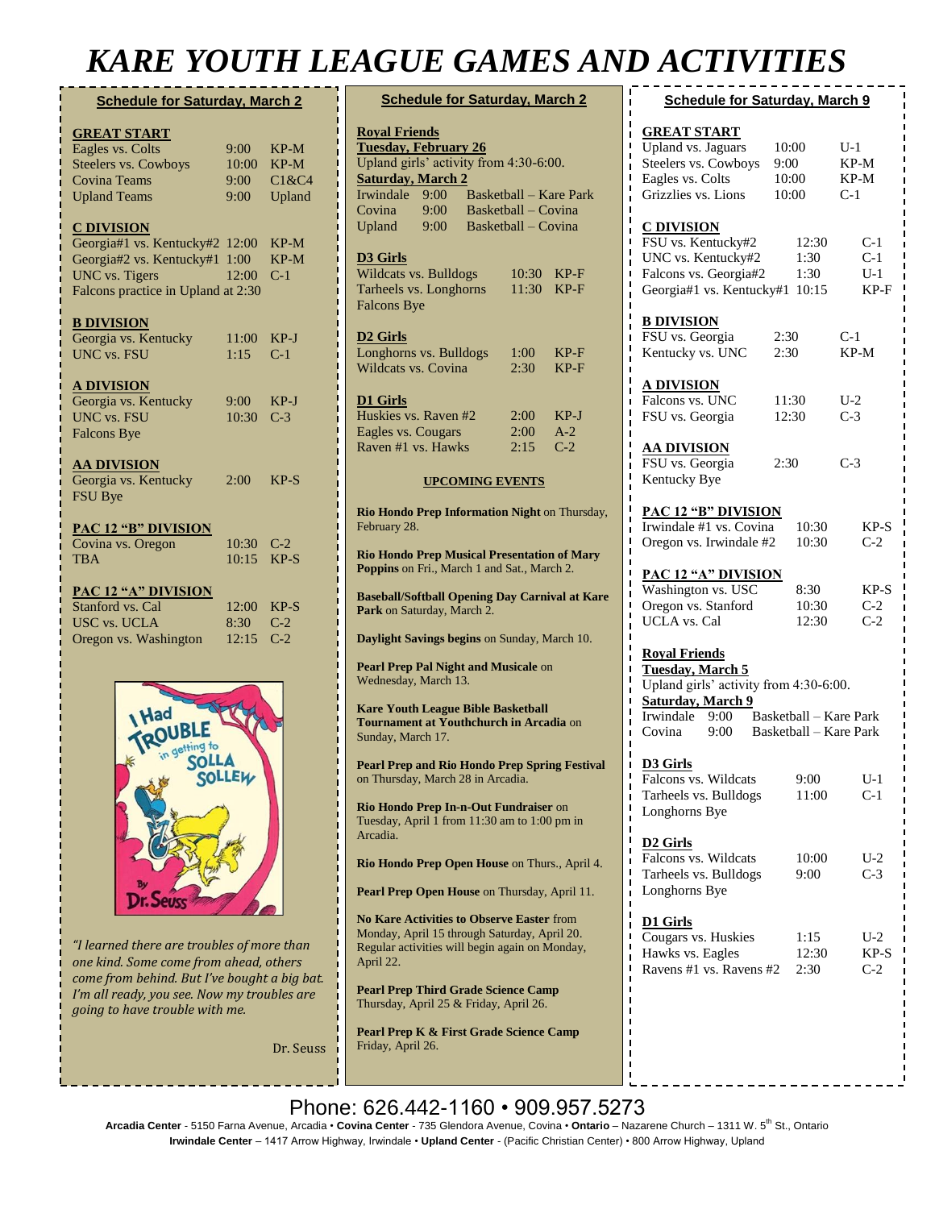# KARE YOUTH LEAGUE GAMES AND ACTIVITIES

## Schedule for Saturday, March 2

**GREAT START**

| | | |
|---|---|---|
| Eagles vs. Colts | 9:00 | KP-M |
| Steelers vs. Cowboys | 10:00 | KP-M |
| Covina Teams | 9:00 | C1&C4 |
| Upland Teams | 9:00 | Upland |

**C DIVISION**

| | | |
|---|---|---|
| Georgia#1 vs. Kentucky#2 | 12:00 | KP-M |
| Georgia#2 vs. Kentucky#1 | 1:00 | KP-M |
| UNC vs. Tigers | 12:00 | C-1 |

Falcons practice in Upland at 2:30

**B DIVISION**

| | | |
|---|---|---|
| Georgia vs. Kentucky | 11:00 | KP-J |
| UNC vs. FSU | 1:15 | C-1 |

**A DIVISION**

| | | |
|---|---|---|
| Georgia vs. Kentucky | 9:00 | KP-J |
| UNC vs. FSU | 10:30 | C-3 |

Falcons Bye

**AA DIVISION**

| | | |
|---|---|---|
| Georgia vs. Kentucky | 2:00 | KP-S |

FSU Bye

**PAC 12 "B" DIVISION**

| | | |
|---|---|---|
| Covina vs. Oregon | 10:30 | C-2 |
| TBA | 10:15 | KP-S |

**PAC 12 "A" DIVISION**

| | | |
|---|---|---|
| Stanford vs. Cal | 12:00 | KP-S |
| USC vs. UCLA | 8:30 | C-2 |
| Oregon vs. Washington | 12:15 | C-2 |

*"I learned there are troubles of more than one kind. Some come from ahead, others come from behind. But I've bought a big bat. I'm all ready, you see. Now my troubles are going to have trouble with me.*

Dr. Seuss

## Schedule for Saturday, March 2

**Royal Friends**

**Tuesday, February 26**

Upland girls' activity from 4:30-6:00.

**Saturday, March 2**

| | | |
|---|---|---|
| Irwindale | 9:00 | Basketball – Kare Park |
| Covina | 9:00 | Basketball – Covina |
| Upland | 9:00 | Basketball – Covina |

**D3 Girls**

| | | |
|---|---|---|
| Wildcats vs. Bulldogs | 10:30 | KP-F |
| Tarheels vs. Longhorns | 11:30 | KP-F |

Falcons Bye

**D2 Girls**

| | | |
|---|---|---|
| Longhorns vs. Bulldogs | 1:00 | KP-F |
| Wildcats vs. Covina | 2:30 | KP-F |

**D1 Girls**

| | | |
|---|---|---|
| Huskies vs. Raven #2 | 2:00 | KP-J |
| Eagles vs. Cougars | 2:00 | A-2 |
| Raven #1 vs. Hawks | 2:15 | C-2 |

**UPCOMING EVENTS**

**Rio Hondo Prep Information Night** on Thursday, February 28.

**Rio Hondo Prep Musical Presentation of Mary Poppins** on Fri., March 1 and Sat., March 2.

**Baseball/Softball Opening Day Carnival at Kare Park** on Saturday, March 2.

**Daylight Savings begins** on Sunday, March 10.

**Pearl Prep Pal Night and Musicale** on Wednesday, March 13.

**Kare Youth League Bible Basketball Tournament at Youthchurch in Arcadia** on Sunday, March 17.

**Pearl Prep and Rio Hondo Prep Spring Festival** on Thursday, March 28 in Arcadia.

**Rio Hondo Prep In-n-Out Fundraiser** on Tuesday, April 1 from 11:30 am to 1:00 pm in Arcadia.

**Rio Hondo Prep Open House** on Thurs., April 4.

**Pearl Prep Open House** on Thursday, April 11.

**No Kare Activities to Observe Easter** from Monday, April 15 through Saturday, April 20. Regular activities will begin again on Monday, April 22.

**Pearl Prep Third Grade Science Camp** Thursday, April 25 & Friday, April 26.

**Pearl Prep K & First Grade Science Camp** Friday, April 26.

## Schedule for Saturday, March 9

**GREAT START**

| | | |
|---|---|---|
| Upland vs. Jaguars | 10:00 | U-1 |
| Steelers vs. Cowboys | 9:00 | KP-M |
| Eagles vs. Colts | 10:00 | KP-M |
| Grizzlies vs. Lions | 10:00 | C-1 |

**C DIVISION**

| | | |
|---|---|---|
| FSU vs. Kentucky#2 | 12:30 | C-1 |
| UNC vs. Kentucky#2 | 1:30 | C-1 |
| Falcons vs. Georgia#2 | 1:30 | U-1 |
| Georgia#1 vs. Kentucky#1 | 10:15 | KP-F |

**B DIVISION**

| | | |
|---|---|---|
| FSU vs. Georgia | 2:30 | C-1 |
| Kentucky vs. UNC | 2:30 | KP-M |

**A DIVISION**

| | | |
|---|---|---|
| Falcons vs. UNC | 11:30 | U-2 |
| FSU vs. Georgia | 12:30 | C-3 |

**AA DIVISION**

| | | |
|---|---|---|
| FSU vs. Georgia | 2:30 | C-3 |

Kentucky Bye

**PAC 12 "B" DIVISION**

| | | |
|---|---|---|
| Irwindale #1 vs. Covina | 10:30 | KP-S |
| Oregon vs. Irwindale #2 | 10:30 | C-2 |

**PAC 12 "A" DIVISION**

| | | |
|---|---|---|
| Washington vs. USC | 8:30 | KP-S |
| Oregon vs. Stanford | 10:30 | C-2 |
| UCLA vs. Cal | 12:30 | C-2 |

**Royal Friends**

**Tuesday, March 5**

Upland girls' activity from 4:30-6:00.

**Saturday, March 9**

| | | |
|---|---|---|
| Irwindale | 9:00 | Basketball – Kare Park |
| Covina | 9:00 | Basketball – Kare Park |

**D3 Girls**

| | | |
|---|---|---|
| Falcons vs. Wildcats | 9:00 | U-1 |
| Tarheels vs. Bulldogs | 11:00 | C-1 |

Longhorns Bye

**D2 Girls**

| | | |
|---|---|---|
| Falcons vs. Wildcats | 10:00 | U-2 |
| Tarheels vs. Bulldogs | 9:00 | C-3 |

Longhorns Bye

**D1 Girls**

| | | |
|---|---|---|
| Cougars vs. Huskies | 1:15 | U-2 |
| Hawks vs. Eagles | 12:30 | KP-S |
| Ravens #1 vs. Ravens #2 | 2:30 | C-2 |

Phone: 626.442-1160 • 909.957.5273

**Arcadia Center** - 5150 Farna Avenue, Arcadia • **Covina Center** - 735 Glendora Avenue, Covina • **Ontario** – Nazarene Church – 1311 W. 5th St., Ontario
**Irwindale Center** – 1417 Arrow Highway, Irwindale • **Upland Center** - (Pacific Christian Center) • 800 Arrow Highway, Upland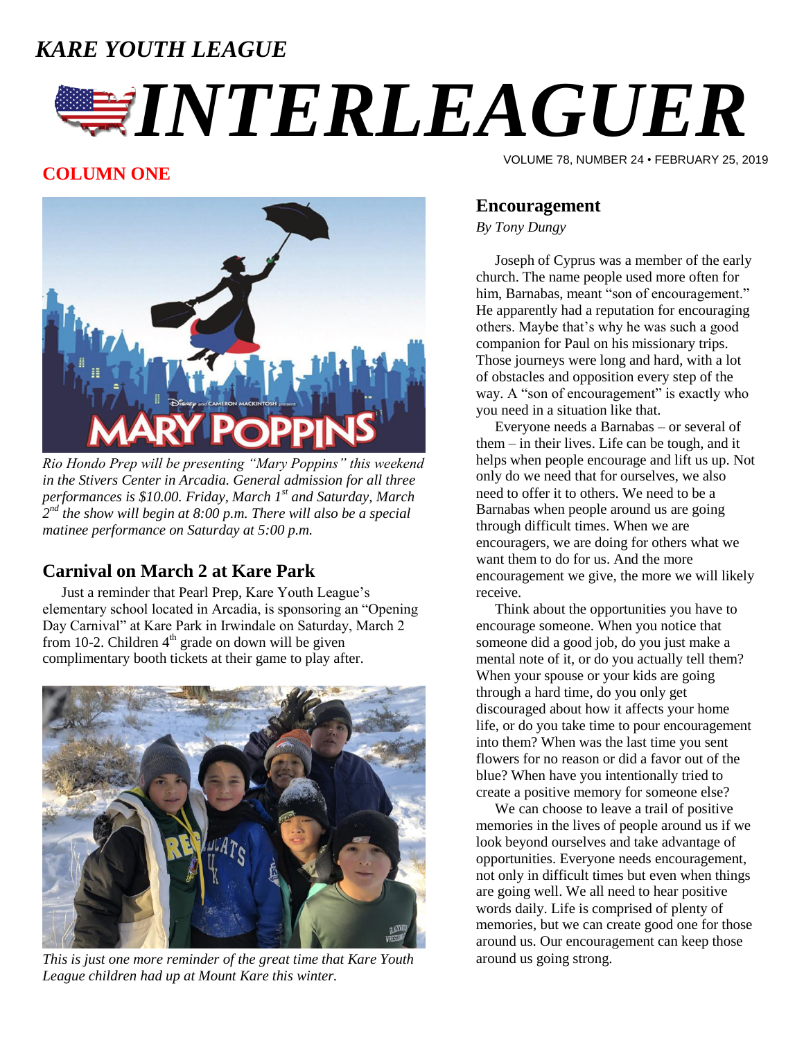*KARE YOUTH LEAGUE*

# *INTERLEAGUER*

VOLUME 78, NUMBER 24 • FEBRUARY 25, 2019

## COLUMN ONE

*Rio Hondo Prep will be presenting "Mary Poppins" this weekend in the Stivers Center in Arcadia. General admission for all three performances is $10.00. Friday, March 1st and Saturday, March 2nd the show will begin at 8:00 p.m. There will also be a special matinee performance on Saturday at 5:00 p.m.*

### Carnival on March 2 at Kare Park

Just a reminder that Pearl Prep, Kare Youth League's elementary school located in Arcadia, is sponsoring an "Opening Day Carnival" at Kare Park in Irwindale on Saturday, March 2 from 10-2. Children 4th grade on down will be given complimentary booth tickets at their game to play after.

*This is just one more reminder of the great time that Kare Youth League children had up at Mount Kare this winter.*

### Encouragement

*By Tony Dungy*

Joseph of Cyprus was a member of the early church. The name people used more often for him, Barnabas, meant "son of encouragement." He apparently had a reputation for encouraging others. Maybe that's why he was such a good companion for Paul on his missionary trips. Those journeys were long and hard, with a lot of obstacles and opposition every step of the way. A "son of encouragement" is exactly who you need in a situation like that.

Everyone needs a Barnabas – or several of them – in their lives. Life can be tough, and it helps when people encourage and lift us up. Not only do we need that for ourselves, we also need to offer it to others. We need to be a Barnabas when people around us are going through difficult times. When we are encouragers, we are doing for others what we want them to do for us. And the more encouragement we give, the more we will likely receive.

Think about the opportunities you have to encourage someone. When you notice that someone did a good job, do you just make a mental note of it, or do you actually tell them? When your spouse or your kids are going through a hard time, do you only get discouraged about how it affects your home life, or do you take time to pour encouragement into them? When was the last time you sent flowers for no reason or did a favor out of the blue? When have you intentionally tried to create a positive memory for someone else?

We can choose to leave a trail of positive memories in the lives of people around us if we look beyond ourselves and take advantage of opportunities. Everyone needs encouragement, not only in difficult times but even when things are going well. We all need to hear positive words daily. Life is comprised of plenty of memories, but we can create good one for those around us. Our encouragement can keep those around us going strong.